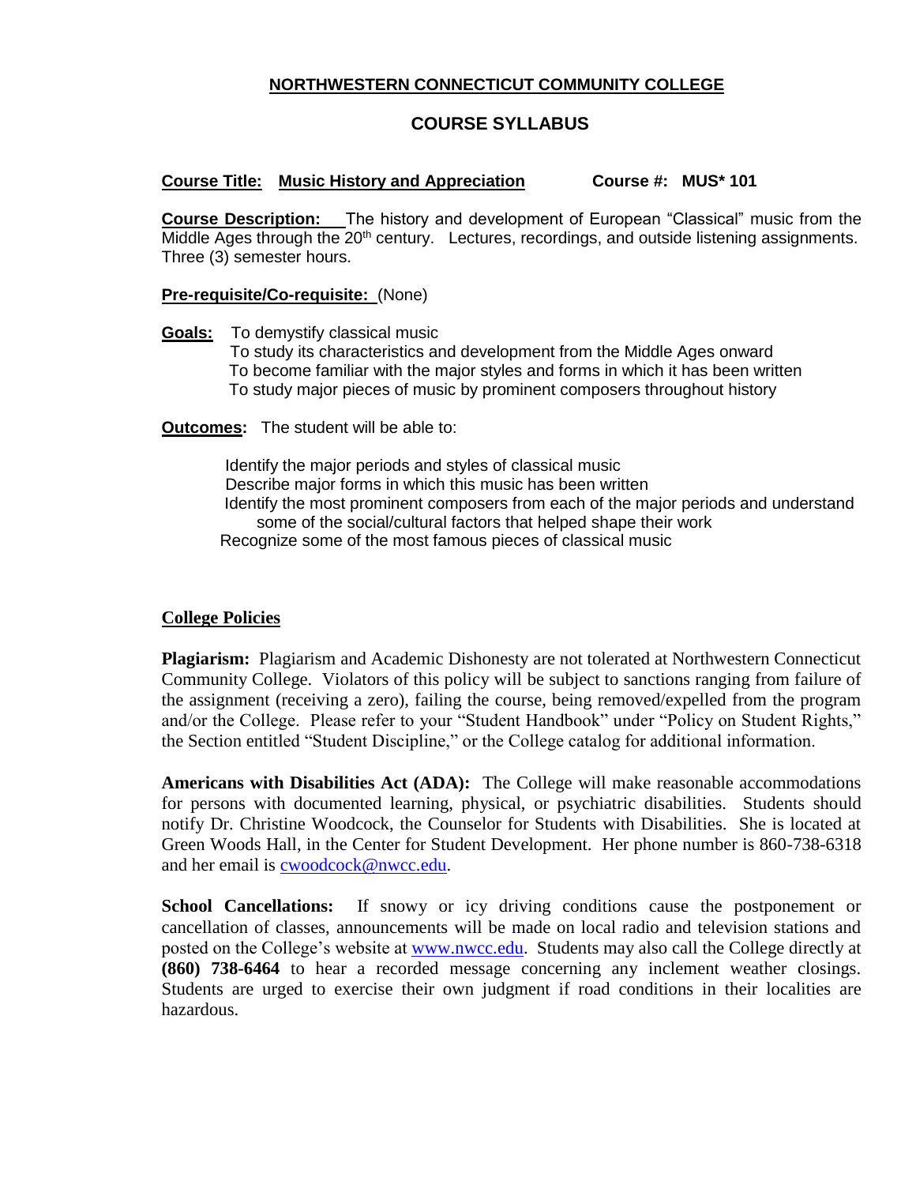**NORTHWESTERN CONNECTICUT COMMUNITY COLLEGE**

## COURSE SYLLABUS

**Course Title: Music History and Appreciation** **Course #: MUS* 101**

**Course Description:** The history and development of European "Classical" music from the Middle Ages through the 20th century. Lectures, recordings, and outside listening assignments. Three (3) semester hours.

**Pre-requisite/Co-requisite:** (None)

**Goals:** To demystify classical music
To study its characteristics and development from the Middle Ages onward
To become familiar with the major styles and forms in which it has been written
To study major pieces of music by prominent composers throughout history

**Outcomes:** The student will be able to:

Identify the major periods and styles of classical music
Describe major forms in which this music has been written
Identify the most prominent composers from each of the major periods and understand some of the social/cultural factors that helped shape their work
Recognize some of the most famous pieces of classical music

### College Policies

**Plagiarism:** Plagiarism and Academic Dishonesty are not tolerated at Northwestern Connecticut Community College. Violators of this policy will be subject to sanctions ranging from failure of the assignment (receiving a zero), failing the course, being removed/expelled from the program and/or the College. Please refer to your "Student Handbook" under "Policy on Student Rights," the Section entitled "Student Discipline," or the College catalog for additional information.

**Americans with Disabilities Act (ADA):** The College will make reasonable accommodations for persons with documented learning, physical, or psychiatric disabilities. Students should notify Dr. Christine Woodcock, the Counselor for Students with Disabilities. She is located at Green Woods Hall, in the Center for Student Development. Her phone number is 860-738-6318 and her email is cwoodcock@nwcc.edu.

**School Cancellations:** If snowy or icy driving conditions cause the postponement or cancellation of classes, announcements will be made on local radio and television stations and posted on the College's website at www.nwcc.edu. Students may also call the College directly at **(860) 738-6464** to hear a recorded message concerning any inclement weather closings. Students are urged to exercise their own judgment if road conditions in their localities are hazardous.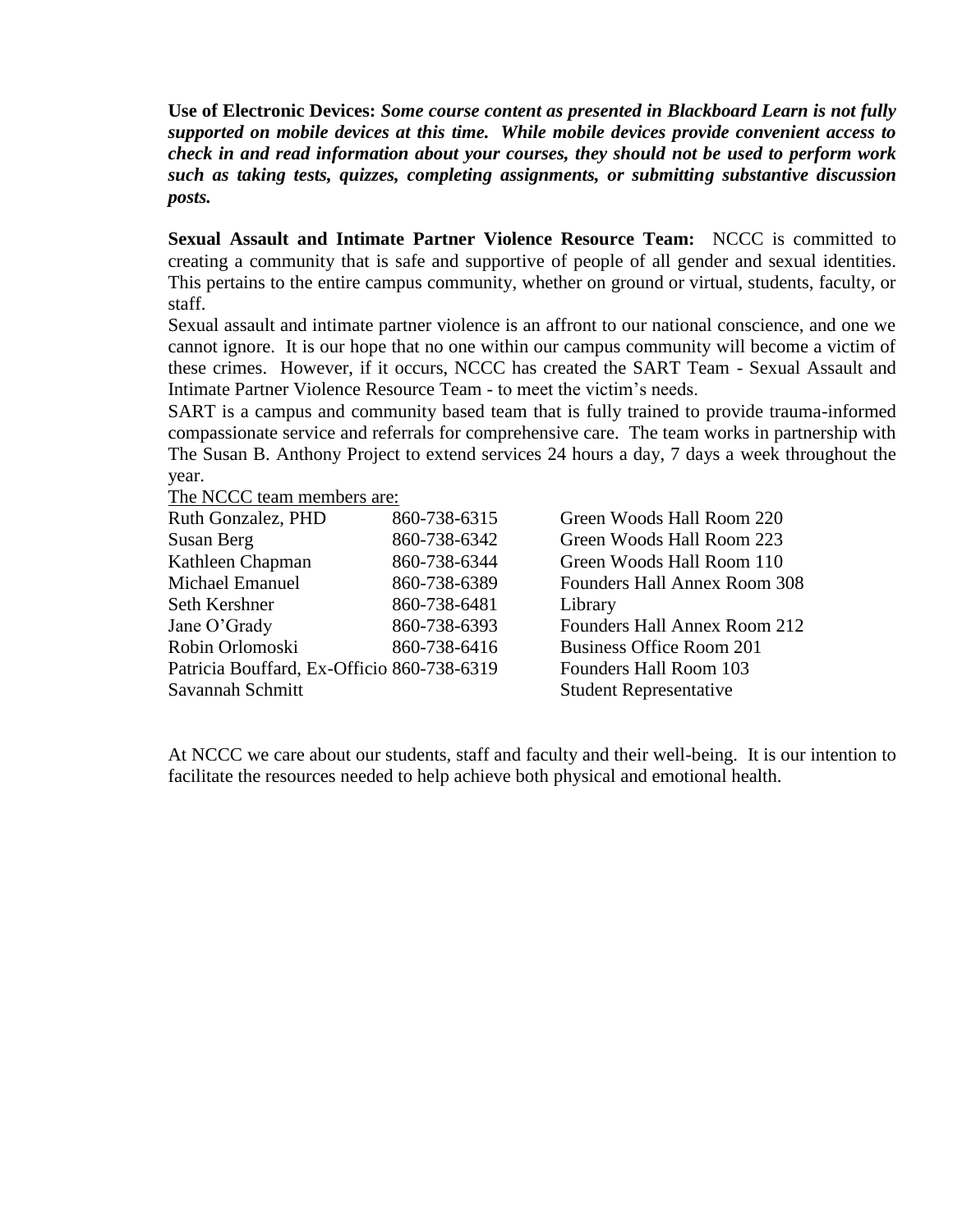**Use of Electronic Devices:** ***Some course content as presented in Blackboard Learn is not fully supported on mobile devices at this time. While mobile devices provide convenient access to check in and read information about your courses, they should not be used to perform work such as taking tests, quizzes, completing assignments, or submitting substantive discussion posts.***

**Sexual Assault and Intimate Partner Violence Resource Team:** NCCC is committed to creating a community that is safe and supportive of people of all gender and sexual identities. This pertains to the entire campus community, whether on ground or virtual, students, faculty, or staff.

Sexual assault and intimate partner violence is an affront to our national conscience, and one we cannot ignore. It is our hope that no one within our campus community will become a victim of these crimes. However, if it occurs, NCCC has created the SART Team - Sexual Assault and Intimate Partner Violence Resource Team - to meet the victim's needs.

SART is a campus and community based team that is fully trained to provide trauma-informed compassionate service and referrals for comprehensive care. The team works in partnership with The Susan B. Anthony Project to extend services 24 hours a day, 7 days a week throughout the year.

The NCCC team members are:

| | | |
|---|---|---|
| Ruth Gonzalez, PHD | 860-738-6315 | Green Woods Hall Room 220 |
| Susan Berg | 860-738-6342 | Green Woods Hall Room 223 |
| Kathleen Chapman | 860-738-6344 | Green Woods Hall Room 110 |
| Michael Emanuel | 860-738-6389 | Founders Hall Annex Room 308 |
| Seth Kershner | 860-738-6481 | Library |
| Jane O'Grady | 860-738-6393 | Founders Hall Annex Room 212 |
| Robin Orlomoski | 860-738-6416 | Business Office Room 201 |
| Patricia Bouffard, Ex-Officio | 860-738-6319 | Founders Hall Room 103 |
| Savannah Schmitt | | Student Representative |

At NCCC we care about our students, staff and faculty and their well-being. It is our intention to facilitate the resources needed to help achieve both physical and emotional health.